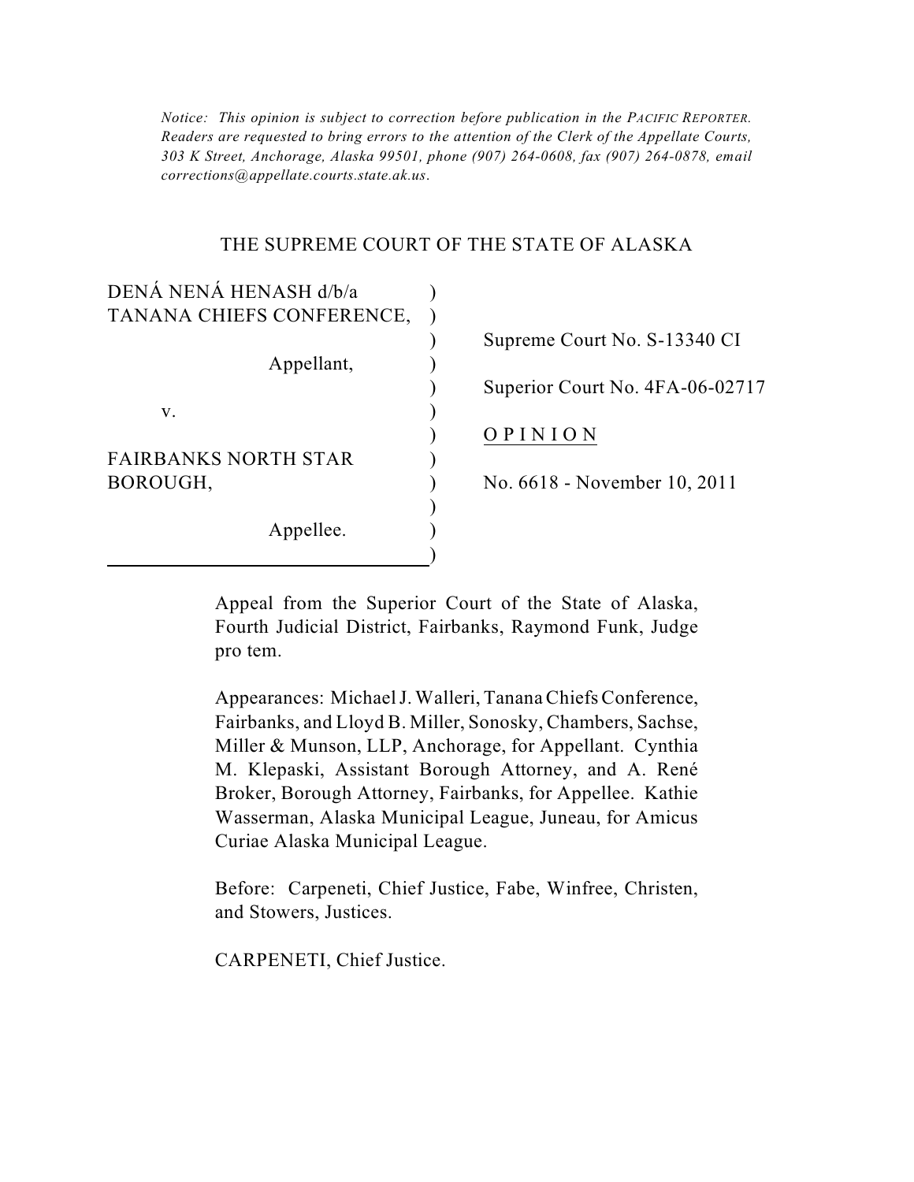*Notice: This opinion is subject to correction before publication in the PACIFIC REPORTER. Readers are requested to bring errors to the attention of the Clerk of the Appellate Courts, 303 K Street, Anchorage, Alaska 99501, phone (907) 264-0608, fax (907) 264-0878, email corrections@appellate.courts.state.ak.us.*

# THE SUPREME COURT OF THE STATE OF ALASKA

| | |
|---|---|
| DENÁ NENÁ HENASH d/b/a TANANA CHIEFS CONFERENCE, | Supreme Court No. S-13340 CI |
| Appellant, | Superior Court No. 4FA-06-02717 |
| v. | <u>O P I N I O N</u> |
| FAIRBANKS NORTH STAR BOROUGH, | No. 6618 - November 10, 2011 |
| Appellee. | |

Appeal from the Superior Court of the State of Alaska, Fourth Judicial District, Fairbanks, Raymond Funk, Judge pro tem.

Appearances: Michael J. Walleri, Tanana Chiefs Conference, Fairbanks, and Lloyd B. Miller, Sonosky, Chambers, Sachse, Miller & Munson, LLP, Anchorage, for Appellant. Cynthia M. Klepaski, Assistant Borough Attorney, and A. René Broker, Borough Attorney, Fairbanks, for Appellee. Kathie Wasserman, Alaska Municipal League, Juneau, for Amicus Curiae Alaska Municipal League.

Before: Carpeneti, Chief Justice, Fabe, Winfree, Christen, and Stowers, Justices.

CARPENETI, Chief Justice.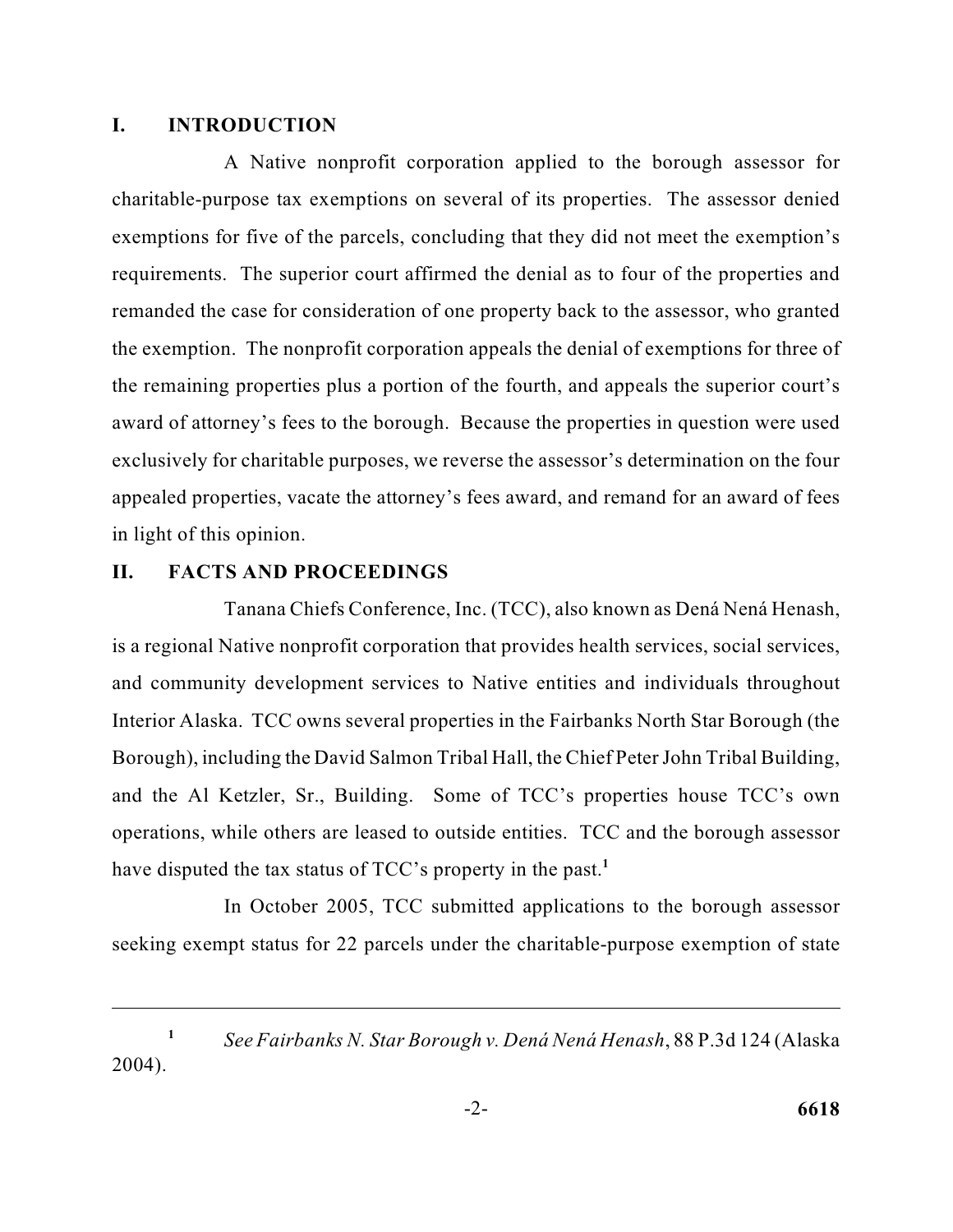## I. INTRODUCTION

A Native nonprofit corporation applied to the borough assessor for charitable-purpose tax exemptions on several of its properties. The assessor denied exemptions for five of the parcels, concluding that they did not meet the exemption's requirements. The superior court affirmed the denial as to four of the properties and remanded the case for consideration of one property back to the assessor, who granted the exemption. The nonprofit corporation appeals the denial of exemptions for three of the remaining properties plus a portion of the fourth, and appeals the superior court's award of attorney's fees to the borough. Because the properties in question were used exclusively for charitable purposes, we reverse the assessor's determination on the four appealed properties, vacate the attorney's fees award, and remand for an award of fees in light of this opinion.

## II. FACTS AND PROCEEDINGS

Tanana Chiefs Conference, Inc. (TCC), also known as Dená Nená Henash, is a regional Native nonprofit corporation that provides health services, social services, and community development services to Native entities and individuals throughout Interior Alaska. TCC owns several properties in the Fairbanks North Star Borough (the Borough), including the David Salmon Tribal Hall, the Chief Peter John Tribal Building, and the Al Ketzler, Sr., Building. Some of TCC's properties house TCC's own operations, while others are leased to outside entities. TCC and the borough assessor have disputed the tax status of TCC's property in the past.[1]

In October 2005, TCC submitted applications to the borough assessor seeking exempt status for 22 parcels under the charitable-purpose exemption of state

---

[1] *See Fairbanks N. Star Borough v. Dená Nená Henash*, 88 P.3d 124 (Alaska 2004).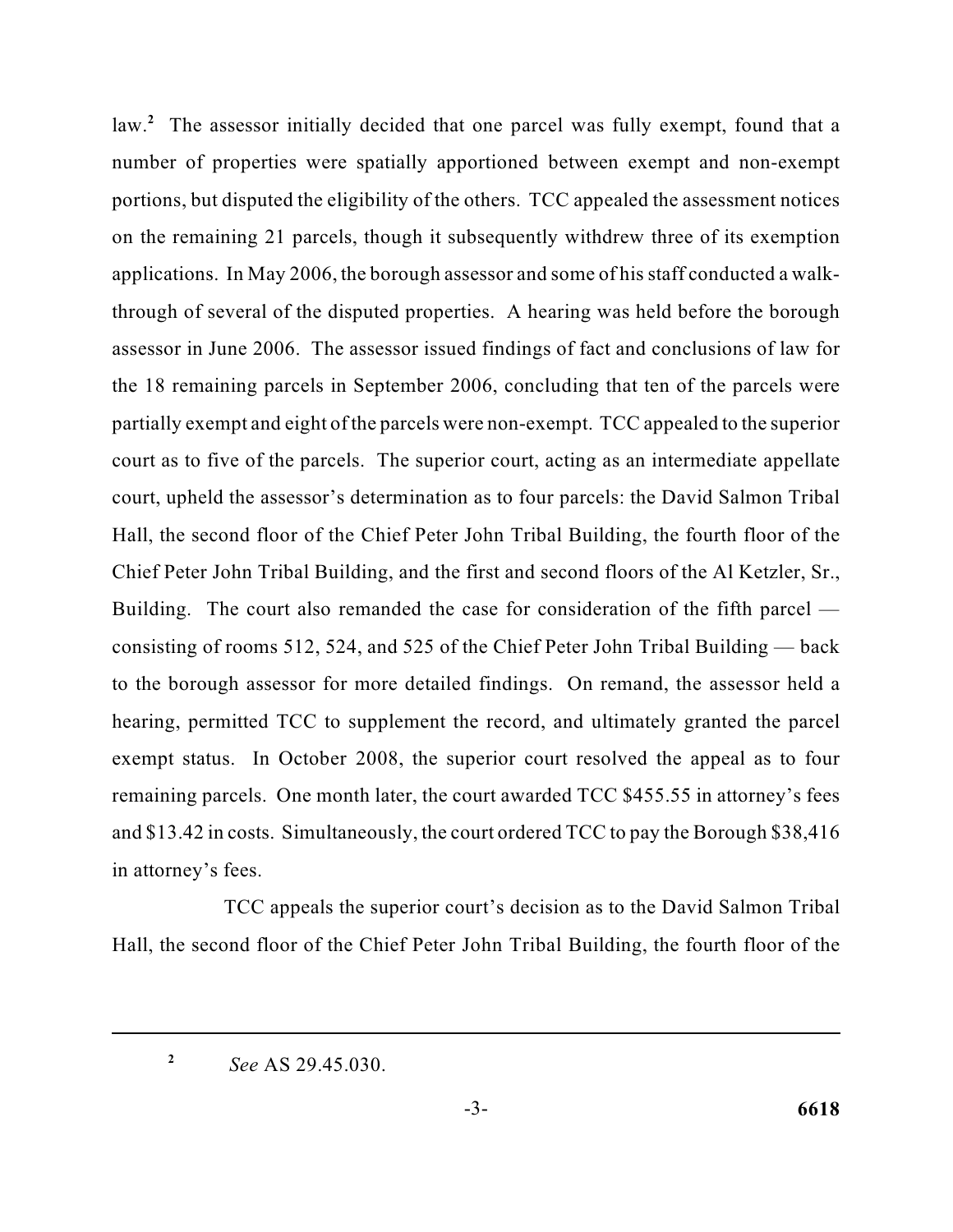law.[2] The assessor initially decided that one parcel was fully exempt, found that a number of properties were spatially apportioned between exempt and non-exempt portions, but disputed the eligibility of the others. TCC appealed the assessment notices on the remaining 21 parcels, though it subsequently withdrew three of its exemption applications. In May 2006, the borough assessor and some of his staff conducted a walk-through of several of the disputed properties. A hearing was held before the borough assessor in June 2006. The assessor issued findings of fact and conclusions of law for the 18 remaining parcels in September 2006, concluding that ten of the parcels were partially exempt and eight of the parcels were non-exempt. TCC appealed to the superior court as to five of the parcels. The superior court, acting as an intermediate appellate court, upheld the assessor's determination as to four parcels: the David Salmon Tribal Hall, the second floor of the Chief Peter John Tribal Building, the fourth floor of the Chief Peter John Tribal Building, and the first and second floors of the Al Ketzler, Sr., Building. The court also remanded the case for consideration of the fifth parcel — consisting of rooms 512, 524, and 525 of the Chief Peter John Tribal Building — back to the borough assessor for more detailed findings. On remand, the assessor held a hearing, permitted TCC to supplement the record, and ultimately granted the parcel exempt status. In October 2008, the superior court resolved the appeal as to four remaining parcels. One month later, the court awarded TCC $455.55 in attorney's fees and $13.42 in costs. Simultaneously, the court ordered TCC to pay the Borough $38,416 in attorney's fees.

TCC appeals the superior court's decision as to the David Salmon Tribal Hall, the second floor of the Chief Peter John Tribal Building, the fourth floor of the

---

[2] *See* AS 29.45.030.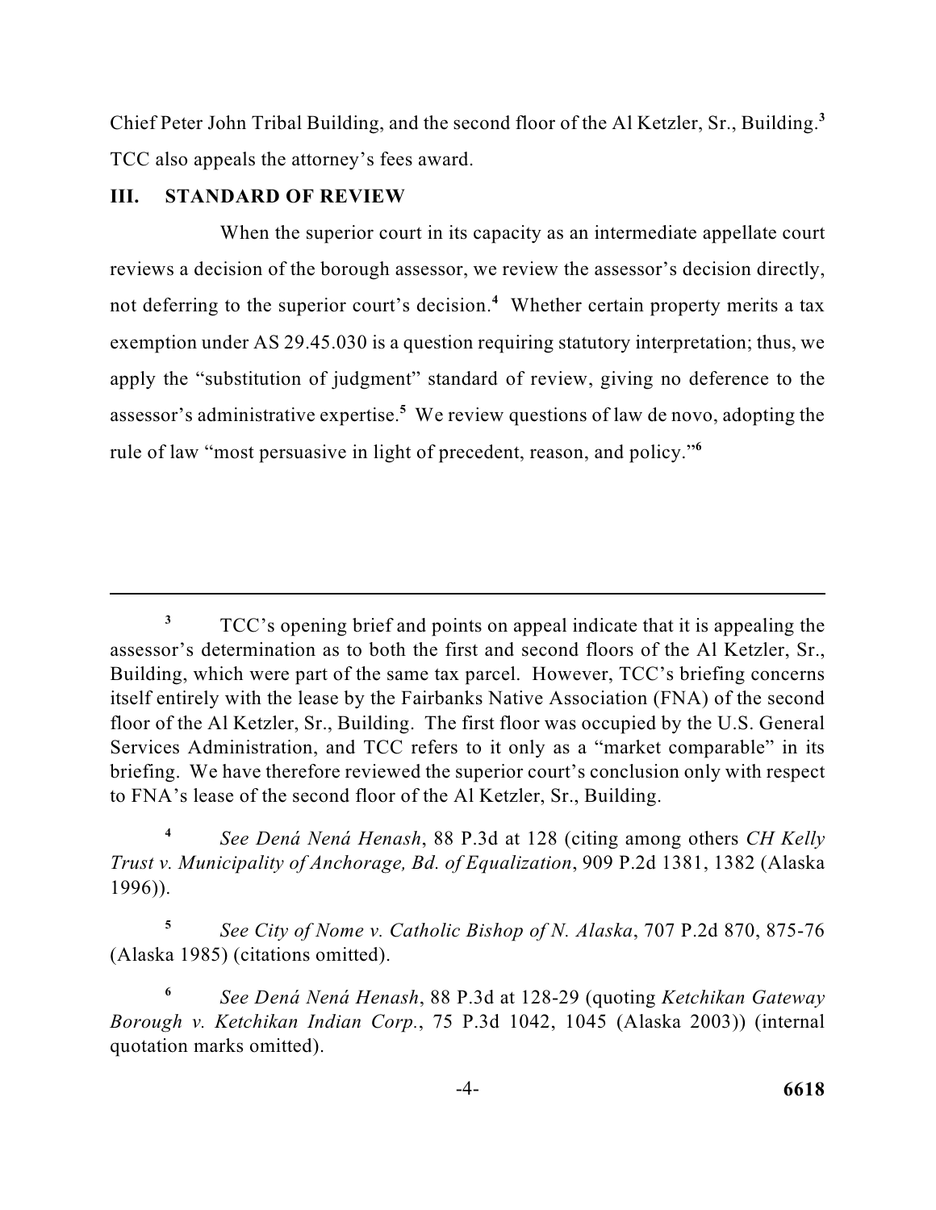Chief Peter John Tribal Building, and the second floor of the Al Ketzler, Sr., Building.[3] TCC also appeals the attorney's fees award.

## III. STANDARD OF REVIEW

When the superior court in its capacity as an intermediate appellate court reviews a decision of the borough assessor, we review the assessor's decision directly, not deferring to the superior court's decision.[4] Whether certain property merits a tax exemption under AS 29.45.030 is a question requiring statutory interpretation; thus, we apply the "substitution of judgment" standard of review, giving no deference to the assessor's administrative expertise.[5] We review questions of law de novo, adopting the rule of law "most persuasive in light of precedent, reason, and policy."[6]

---

[3] TCC's opening brief and points on appeal indicate that it is appealing the assessor's determination as to both the first and second floors of the Al Ketzler, Sr., Building, which were part of the same tax parcel. However, TCC's briefing concerns itself entirely with the lease by the Fairbanks Native Association (FNA) of the second floor of the Al Ketzler, Sr., Building. The first floor was occupied by the U.S. General Services Administration, and TCC refers to it only as a "market comparable" in its briefing. We have therefore reviewed the superior court's conclusion only with respect to FNA's lease of the second floor of the Al Ketzler, Sr., Building.

[4] *See Dená Nená Henash*, 88 P.3d at 128 (citing among others *CH Kelly Trust v. Municipality of Anchorage, Bd. of Equalization*, 909 P.2d 1381, 1382 (Alaska 1996)).

[5] *See City of Nome v. Catholic Bishop of N. Alaska*, 707 P.2d 870, 875-76 (Alaska 1985) (citations omitted).

[6] *See Dená Nená Henash*, 88 P.3d at 128-29 (quoting *Ketchikan Gateway Borough v. Ketchikan Indian Corp.*, 75 P.3d 1042, 1045 (Alaska 2003)) (internal quotation marks omitted).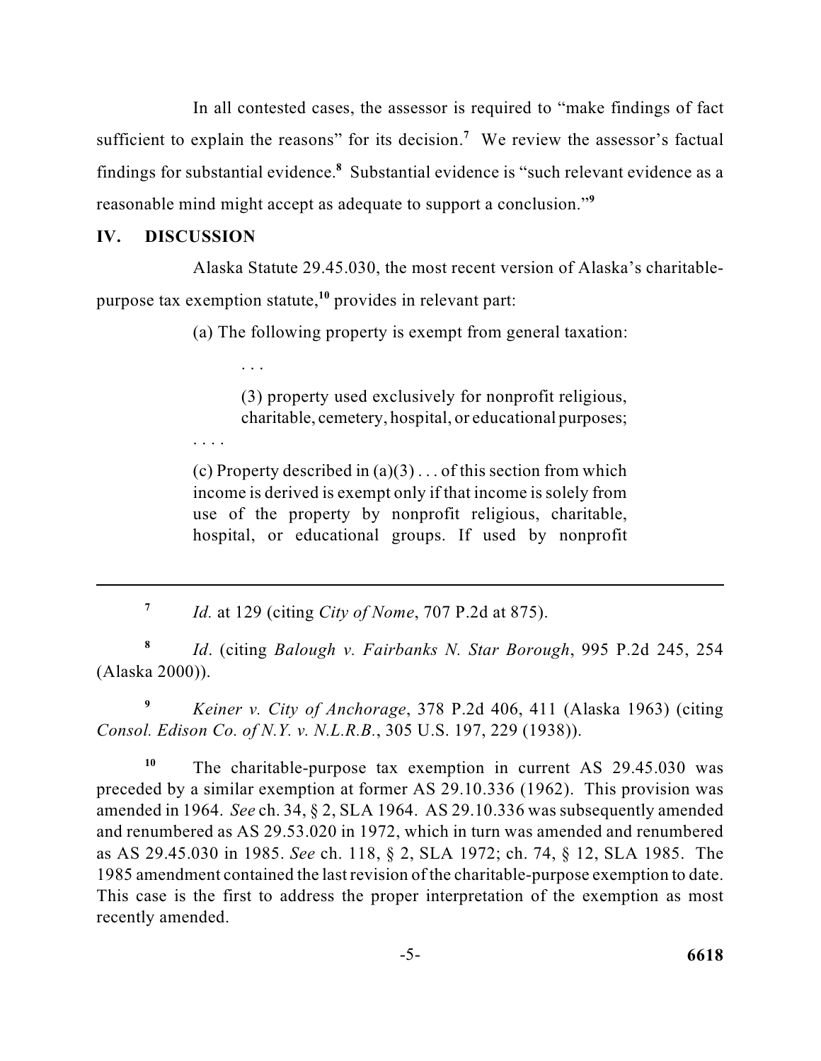In all contested cases, the assessor is required to "make findings of fact sufficient to explain the reasons" for its decision.[7] We review the assessor's factual findings for substantial evidence.[8] Substantial evidence is "such relevant evidence as a reasonable mind might accept as adequate to support a conclusion."[9]

## IV. DISCUSSION

Alaska Statute 29.45.030, the most recent version of Alaska's charitable-purpose tax exemption statute,[10] provides in relevant part:

> (a) The following property is exempt from general taxation:
>
> . . .
>
> (3) property used exclusively for nonprofit religious, charitable, cemetery, hospital, or educational purposes;
>
> . . . .
>
> (c) Property described in (a)(3) . . . of this section from which income is derived is exempt only if that income is solely from use of the property by nonprofit religious, charitable, hospital, or educational groups. If used by nonprofit

---

[7] *Id.* at 129 (citing *City of Nome*, 707 P.2d at 875).

[8] *Id*. (citing *Balough v. Fairbanks N. Star Borough*, 995 P.2d 245, 254 (Alaska 2000)).

[9] *Keiner v. City of Anchorage*, 378 P.2d 406, 411 (Alaska 1963) (citing *Consol. Edison Co. of N.Y. v. N.L.R.B.*, 305 U.S. 197, 229 (1938)).

[10] The charitable-purpose tax exemption in current AS 29.45.030 was preceded by a similar exemption at former AS 29.10.336 (1962). This provision was amended in 1964. *See* ch. 34, § 2, SLA 1964. AS 29.10.336 was subsequently amended and renumbered as AS 29.53.020 in 1972, which in turn was amended and renumbered as AS 29.45.030 in 1985. *See* ch. 118, § 2, SLA 1972; ch. 74, § 12, SLA 1985. The 1985 amendment contained the last revision of the charitable-purpose exemption to date. This case is the first to address the proper interpretation of the exemption as most recently amended.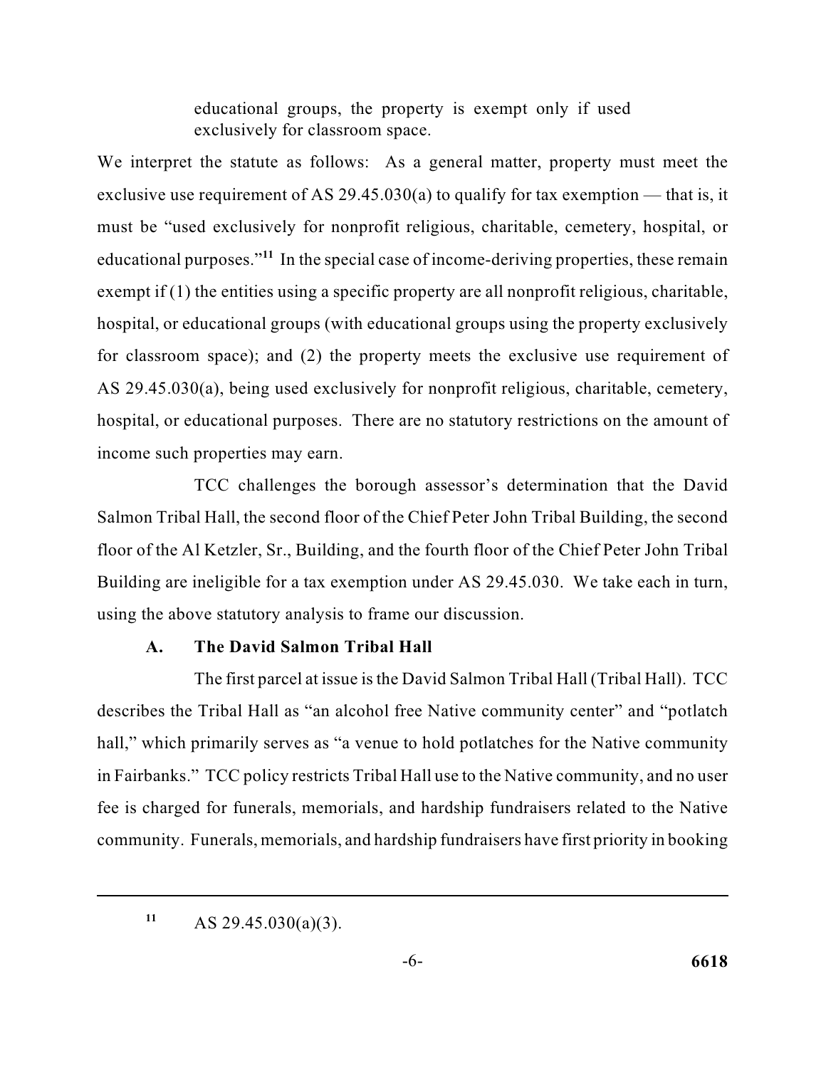educational groups, the property is exempt only if used exclusively for classroom space.

We interpret the statute as follows: As a general matter, property must meet the exclusive use requirement of AS 29.45.030(a) to qualify for tax exemption — that is, it must be "used exclusively for nonprofit religious, charitable, cemetery, hospital, or educational purposes."[11] In the special case of income-deriving properties, these remain exempt if (1) the entities using a specific property are all nonprofit religious, charitable, hospital, or educational groups (with educational groups using the property exclusively for classroom space); and (2) the property meets the exclusive use requirement of AS 29.45.030(a), being used exclusively for nonprofit religious, charitable, cemetery, hospital, or educational purposes. There are no statutory restrictions on the amount of income such properties may earn.

TCC challenges the borough assessor's determination that the David Salmon Tribal Hall, the second floor of the Chief Peter John Tribal Building, the second floor of the Al Ketzler, Sr., Building, and the fourth floor of the Chief Peter John Tribal Building are ineligible for a tax exemption under AS 29.45.030. We take each in turn, using the above statutory analysis to frame our discussion.

### A. The David Salmon Tribal Hall

The first parcel at issue is the David Salmon Tribal Hall (Tribal Hall). TCC describes the Tribal Hall as "an alcohol free Native community center" and "potlatch hall," which primarily serves as "a venue to hold potlatches for the Native community in Fairbanks." TCC policy restricts Tribal Hall use to the Native community, and no user fee is charged for funerals, memorials, and hardship fundraisers related to the Native community. Funerals, memorials, and hardship fundraisers have first priority in booking

---

[11] AS 29.45.030(a)(3).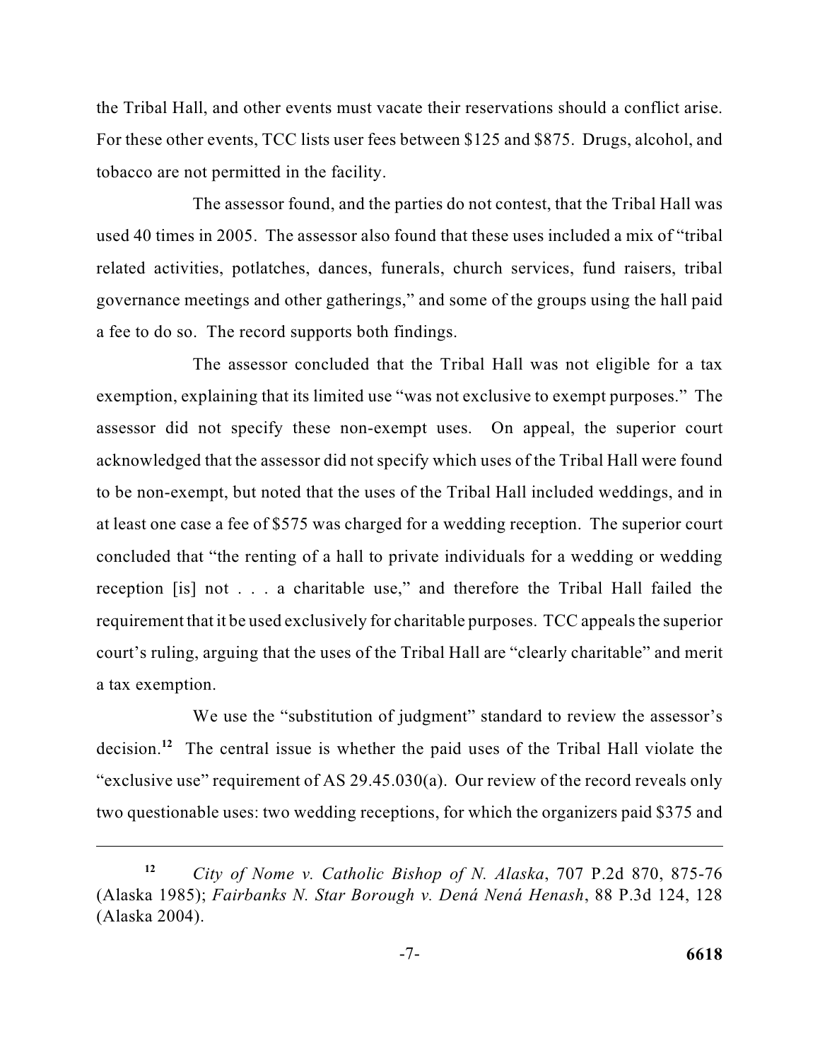the Tribal Hall, and other events must vacate their reservations should a conflict arise. For these other events, TCC lists user fees between $125 and $875. Drugs, alcohol, and tobacco are not permitted in the facility.

The assessor found, and the parties do not contest, that the Tribal Hall was used 40 times in 2005. The assessor also found that these uses included a mix of "tribal related activities, potlatches, dances, funerals, church services, fund raisers, tribal governance meetings and other gatherings," and some of the groups using the hall paid a fee to do so. The record supports both findings.

The assessor concluded that the Tribal Hall was not eligible for a tax exemption, explaining that its limited use "was not exclusive to exempt purposes." The assessor did not specify these non-exempt uses. On appeal, the superior court acknowledged that the assessor did not specify which uses of the Tribal Hall were found to be non-exempt, but noted that the uses of the Tribal Hall included weddings, and in at least one case a fee of $575 was charged for a wedding reception. The superior court concluded that "the renting of a hall to private individuals for a wedding or wedding reception [is] not . . . a charitable use," and therefore the Tribal Hall failed the requirement that it be used exclusively for charitable purposes. TCC appeals the superior court's ruling, arguing that the uses of the Tribal Hall are "clearly charitable" and merit a tax exemption.

We use the "substitution of judgment" standard to review the assessor's decision.[12] The central issue is whether the paid uses of the Tribal Hall violate the "exclusive use" requirement of AS 29.45.030(a). Our review of the record reveals only two questionable uses: two wedding receptions, for which the organizers paid $375 and

---

[12] *City of Nome v. Catholic Bishop of N. Alaska*, 707 P.2d 870, 875-76 (Alaska 1985); *Fairbanks N. Star Borough v. Dená Nená Henash*, 88 P.3d 124, 128 (Alaska 2004).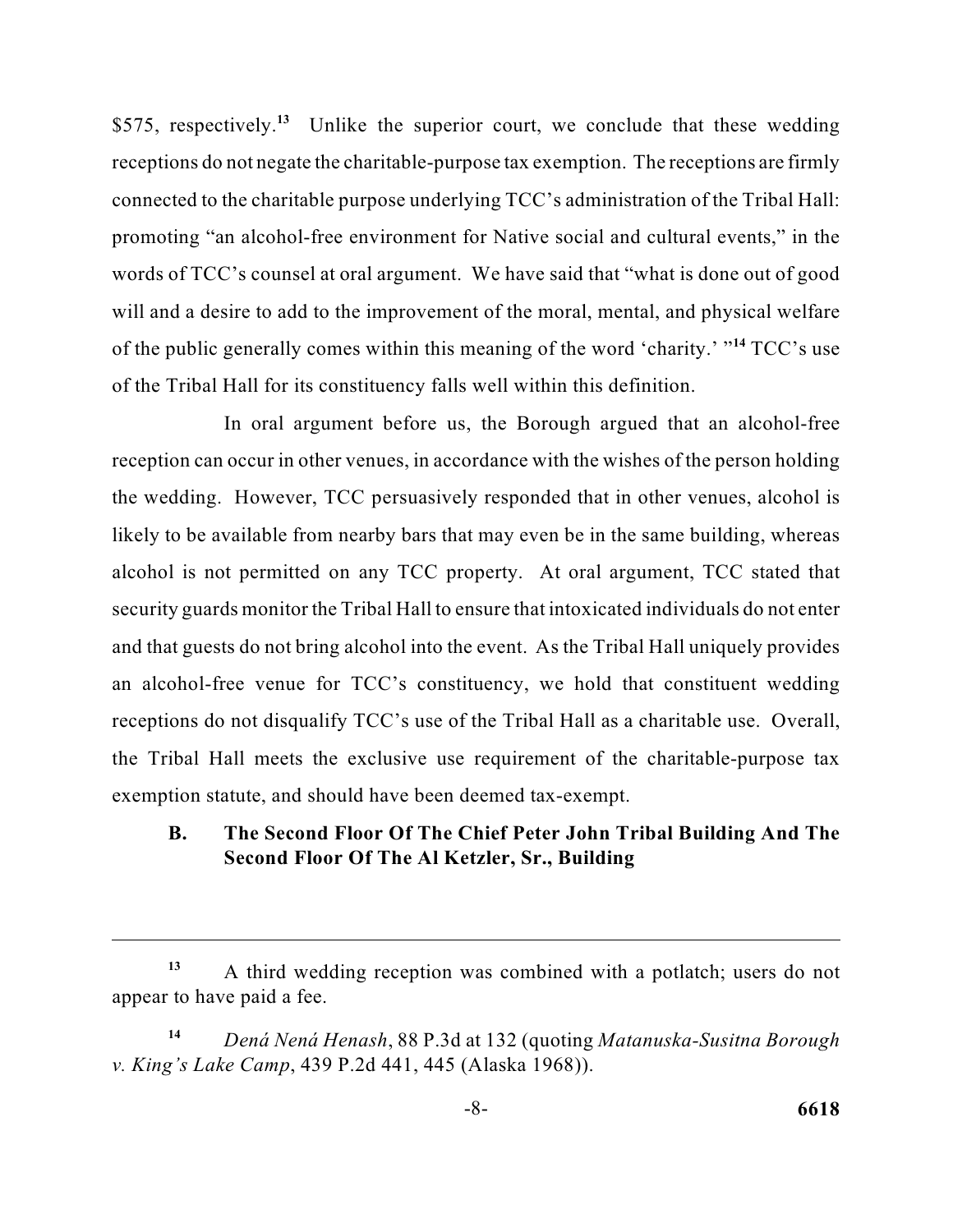$575, respectively.[13] Unlike the superior court, we conclude that these wedding receptions do not negate the charitable-purpose tax exemption. The receptions are firmly connected to the charitable purpose underlying TCC's administration of the Tribal Hall: promoting "an alcohol-free environment for Native social and cultural events," in the words of TCC's counsel at oral argument. We have said that "what is done out of good will and a desire to add to the improvement of the moral, mental, and physical welfare of the public generally comes within this meaning of the word 'charity.' "[14] TCC's use of the Tribal Hall for its constituency falls well within this definition.

In oral argument before us, the Borough argued that an alcohol-free reception can occur in other venues, in accordance with the wishes of the person holding the wedding. However, TCC persuasively responded that in other venues, alcohol is likely to be available from nearby bars that may even be in the same building, whereas alcohol is not permitted on any TCC property. At oral argument, TCC stated that security guards monitor the Tribal Hall to ensure that intoxicated individuals do not enter and that guests do not bring alcohol into the event. As the Tribal Hall uniquely provides an alcohol-free venue for TCC's constituency, we hold that constituent wedding receptions do not disqualify TCC's use of the Tribal Hall as a charitable use. Overall, the Tribal Hall meets the exclusive use requirement of the charitable-purpose tax exemption statute, and should have been deemed tax-exempt.

### B. The Second Floor Of The Chief Peter John Tribal Building And The Second Floor Of The Al Ketzler, Sr., Building

---

[13] A third wedding reception was combined with a potlatch; users do not appear to have paid a fee.

[14] *Dená Nená Henash*, 88 P.3d at 132 (quoting *Matanuska-Susitna Borough v. King's Lake Camp*, 439 P.2d 441, 445 (Alaska 1968)).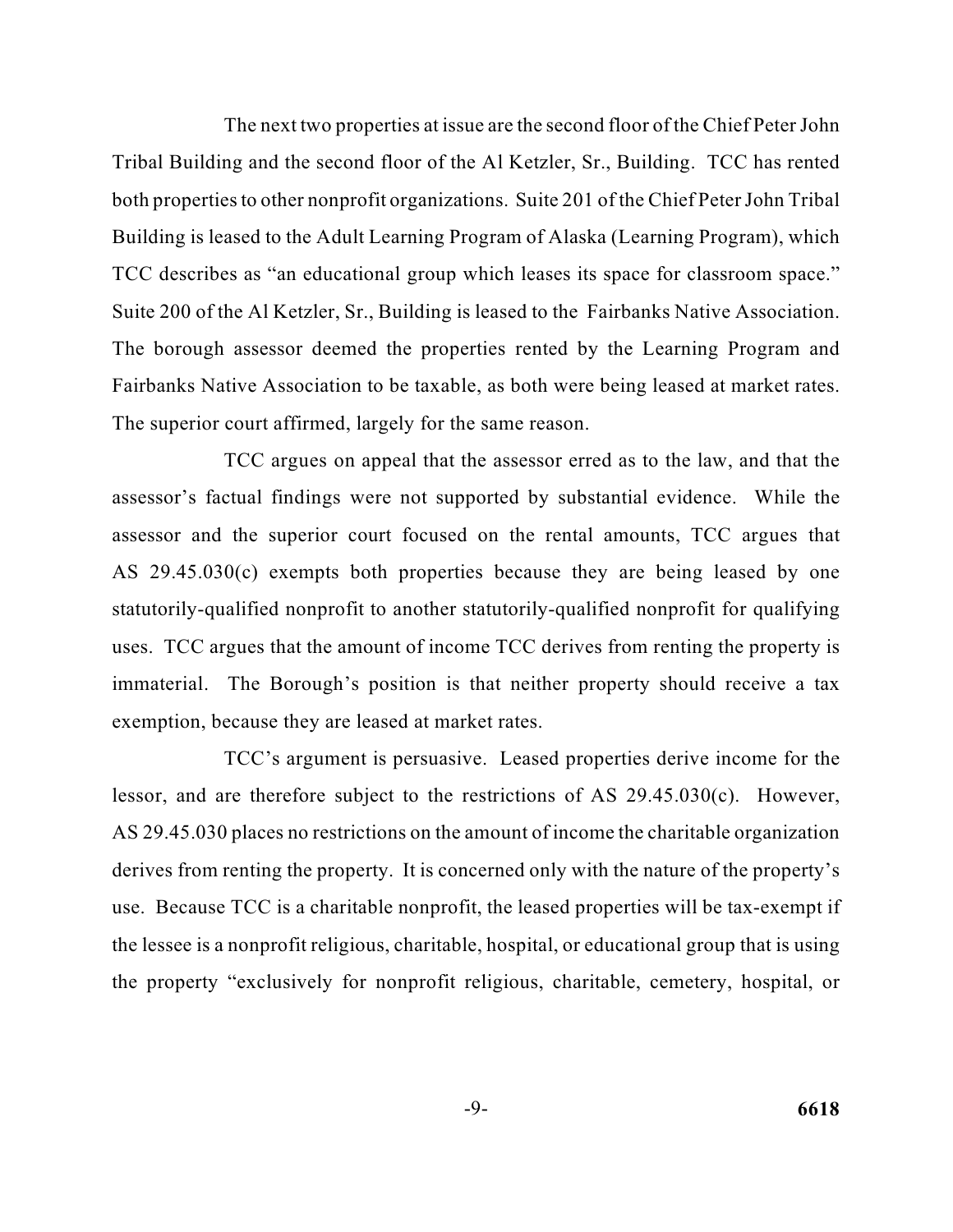The next two properties at issue are the second floor of the Chief Peter John Tribal Building and the second floor of the Al Ketzler, Sr., Building. TCC has rented both properties to other nonprofit organizations. Suite 201 of the Chief Peter John Tribal Building is leased to the Adult Learning Program of Alaska (Learning Program), which TCC describes as "an educational group which leases its space for classroom space." Suite 200 of the Al Ketzler, Sr., Building is leased to the Fairbanks Native Association. The borough assessor deemed the properties rented by the Learning Program and Fairbanks Native Association to be taxable, as both were being leased at market rates. The superior court affirmed, largely for the same reason.

TCC argues on appeal that the assessor erred as to the law, and that the assessor's factual findings were not supported by substantial evidence. While the assessor and the superior court focused on the rental amounts, TCC argues that AS 29.45.030(c) exempts both properties because they are being leased by one statutorily-qualified nonprofit to another statutorily-qualified nonprofit for qualifying uses. TCC argues that the amount of income TCC derives from renting the property is immaterial. The Borough's position is that neither property should receive a tax exemption, because they are leased at market rates.

TCC's argument is persuasive. Leased properties derive income for the lessor, and are therefore subject to the restrictions of AS 29.45.030(c). However, AS 29.45.030 places no restrictions on the amount of income the charitable organization derives from renting the property. It is concerned only with the nature of the property's use. Because TCC is a charitable nonprofit, the leased properties will be tax-exempt if the lessee is a nonprofit religious, charitable, hospital, or educational group that is using the property "exclusively for nonprofit religious, charitable, cemetery, hospital, or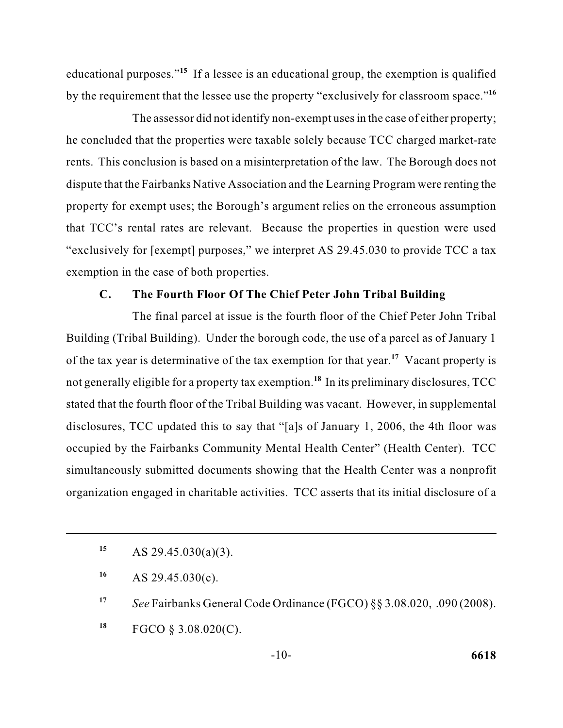educational purposes."[15] If a lessee is an educational group, the exemption is qualified by the requirement that the lessee use the property "exclusively for classroom space."[16]

The assessor did not identify non-exempt uses in the case of either property; he concluded that the properties were taxable solely because TCC charged market-rate rents. This conclusion is based on a misinterpretation of the law. The Borough does not dispute that the Fairbanks Native Association and the Learning Program were renting the property for exempt uses; the Borough's argument relies on the erroneous assumption that TCC's rental rates are relevant. Because the properties in question were used "exclusively for [exempt] purposes," we interpret AS 29.45.030 to provide TCC a tax exemption in the case of both properties.

### C. The Fourth Floor Of The Chief Peter John Tribal Building

The final parcel at issue is the fourth floor of the Chief Peter John Tribal Building (Tribal Building). Under the borough code, the use of a parcel as of January 1 of the tax year is determinative of the tax exemption for that year.[17] Vacant property is not generally eligible for a property tax exemption.[18] In its preliminary disclosures, TCC stated that the fourth floor of the Tribal Building was vacant. However, in supplemental disclosures, TCC updated this to say that "[a]s of January 1, 2006, the 4th floor was occupied by the Fairbanks Community Mental Health Center" (Health Center). TCC simultaneously submitted documents showing that the Health Center was a nonprofit organization engaged in charitable activities. TCC asserts that its initial disclosure of a

---

[15] AS 29.45.030(a)(3).

[16] AS 29.45.030(c).

[17] *See* Fairbanks General Code Ordinance (FGCO) §§ 3.08.020, .090 (2008).

[18] FGCO § 3.08.020(C).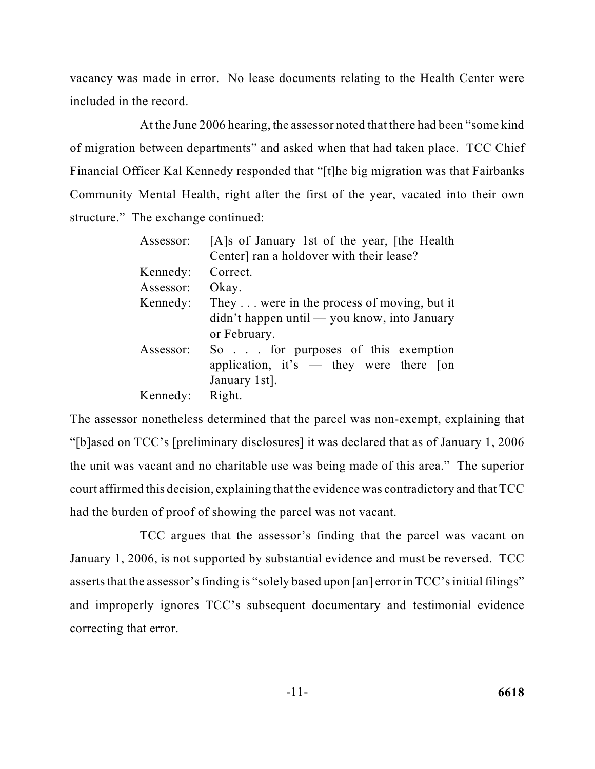vacancy was made in error. No lease documents relating to the Health Center were included in the record.

At the June 2006 hearing, the assessor noted that there had been "some kind of migration between departments" and asked when that had taken place. TCC Chief Financial Officer Kal Kennedy responded that "[t]he big migration was that Fairbanks Community Mental Health, right after the first of the year, vacated into their own structure." The exchange continued:

> Assessor: [A]s of January 1st of the year, [the Health Center] ran a holdover with their lease?
>
> Kennedy: Correct.
>
> Assessor: Okay.
>
> Kennedy: They . . . were in the process of moving, but it didn't happen until — you know, into January or February.
>
> Assessor: So . . . for purposes of this exemption application, it's — they were there [on January 1st].
>
> Kennedy: Right.

The assessor nonetheless determined that the parcel was non-exempt, explaining that "[b]ased on TCC's [preliminary disclosures] it was declared that as of January 1, 2006 the unit was vacant and no charitable use was being made of this area." The superior court affirmed this decision, explaining that the evidence was contradictory and that TCC had the burden of proof of showing the parcel was not vacant.

TCC argues that the assessor's finding that the parcel was vacant on January 1, 2006, is not supported by substantial evidence and must be reversed. TCC asserts that the assessor's finding is "solely based upon [an] error in TCC's initial filings" and improperly ignores TCC's subsequent documentary and testimonial evidence correcting that error.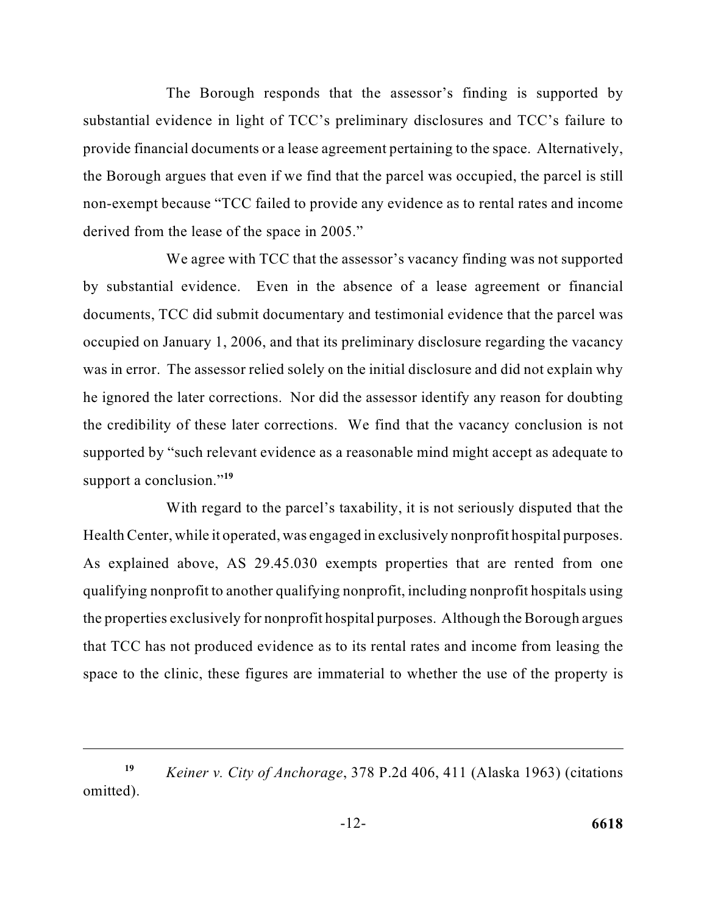The Borough responds that the assessor's finding is supported by substantial evidence in light of TCC's preliminary disclosures and TCC's failure to provide financial documents or a lease agreement pertaining to the space. Alternatively, the Borough argues that even if we find that the parcel was occupied, the parcel is still non-exempt because "TCC failed to provide any evidence as to rental rates and income derived from the lease of the space in 2005."

We agree with TCC that the assessor's vacancy finding was not supported by substantial evidence. Even in the absence of a lease agreement or financial documents, TCC did submit documentary and testimonial evidence that the parcel was occupied on January 1, 2006, and that its preliminary disclosure regarding the vacancy was in error. The assessor relied solely on the initial disclosure and did not explain why he ignored the later corrections. Nor did the assessor identify any reason for doubting the credibility of these later corrections. We find that the vacancy conclusion is not supported by "such relevant evidence as a reasonable mind might accept as adequate to support a conclusion."[19]

With regard to the parcel's taxability, it is not seriously disputed that the Health Center, while it operated, was engaged in exclusively nonprofit hospital purposes. As explained above, AS 29.45.030 exempts properties that are rented from one qualifying nonprofit to another qualifying nonprofit, including nonprofit hospitals using the properties exclusively for nonprofit hospital purposes. Although the Borough argues that TCC has not produced evidence as to its rental rates and income from leasing the space to the clinic, these figures are immaterial to whether the use of the property is

---

[19] *Keiner v. City of Anchorage*, 378 P.2d 406, 411 (Alaska 1963) (citations omitted).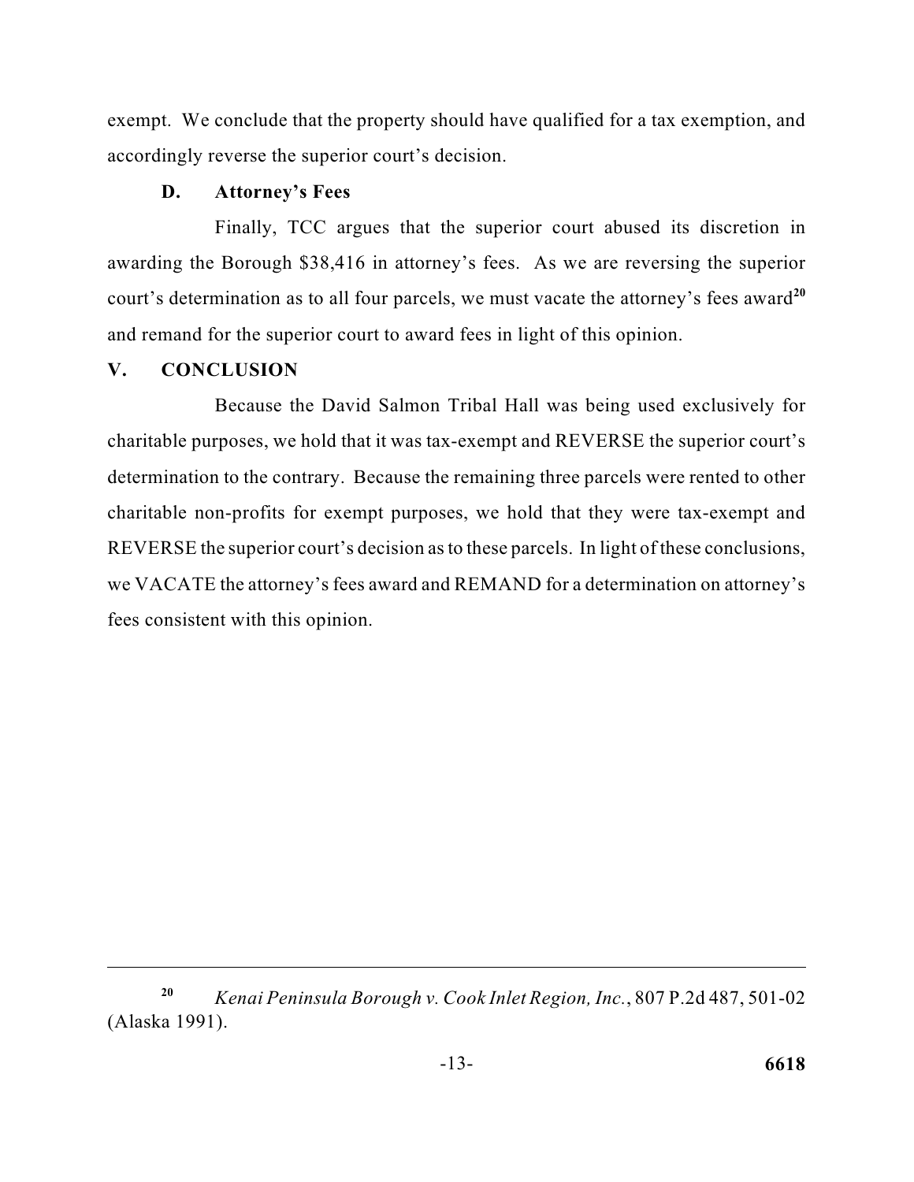exempt. We conclude that the property should have qualified for a tax exemption, and accordingly reverse the superior court's decision.

### D. Attorney's Fees

Finally, TCC argues that the superior court abused its discretion in awarding the Borough $38,416 in attorney's fees. As we are reversing the superior court's determination as to all four parcels, we must vacate the attorney's fees award[20] and remand for the superior court to award fees in light of this opinion.

## V. CONCLUSION

Because the David Salmon Tribal Hall was being used exclusively for charitable purposes, we hold that it was tax-exempt and REVERSE the superior court's determination to the contrary. Because the remaining three parcels were rented to other charitable non-profits for exempt purposes, we hold that they were tax-exempt and REVERSE the superior court's decision as to these parcels. In light of these conclusions, we VACATE the attorney's fees award and REMAND for a determination on attorney's fees consistent with this opinion.

---

[20] *Kenai Peninsula Borough v. Cook Inlet Region, Inc.*, 807 P.2d 487, 501-02 (Alaska 1991).